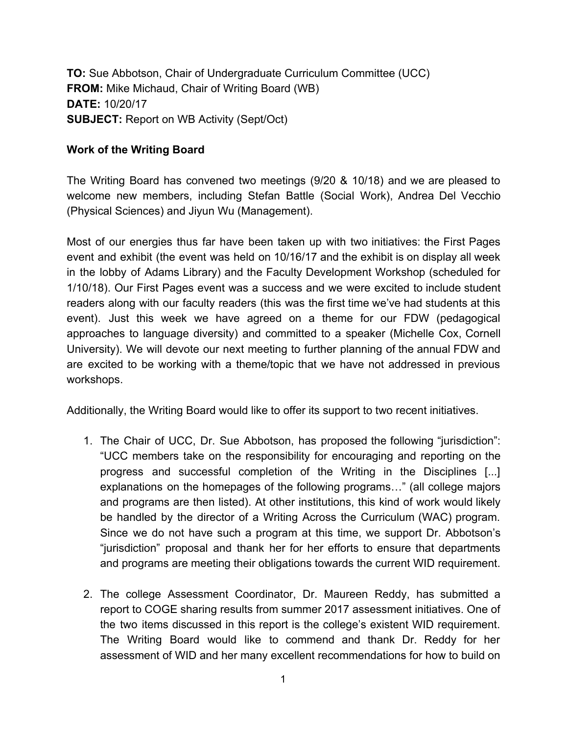**TO:** Sue Abbotson, Chair of Undergraduate Curriculum Committee (UCC)
**FROM:** Mike Michaud, Chair of Writing Board (WB)
**DATE:** 10/20/17
**SUBJECT:** Report on WB Activity (Sept/Oct)

**Work of the Writing Board**

The Writing Board has convened two meetings (9/20 & 10/18) and we are pleased to welcome new members, including Stefan Battle (Social Work), Andrea Del Vecchio (Physical Sciences) and Jiyun Wu (Management).

Most of our energies thus far have been taken up with two initiatives: the First Pages event and exhibit (the event was held on 10/16/17 and the exhibit is on display all week in the lobby of Adams Library) and the Faculty Development Workshop (scheduled for 1/10/18). Our First Pages event was a success and we were excited to include student readers along with our faculty readers (this was the first time we've had students at this event). Just this week we have agreed on a theme for our FDW (pedagogical approaches to language diversity) and committed to a speaker (Michelle Cox, Cornell University). We will devote our next meeting to further planning of the annual FDW and are excited to be working with a theme/topic that we have not addressed in previous workshops.

Additionally, the Writing Board would like to offer its support to two recent initiatives.

1. The Chair of UCC, Dr. Sue Abbotson, has proposed the following "jurisdiction": "UCC members take on the responsibility for encouraging and reporting on the progress and successful completion of the Writing in the Disciplines [...] explanations on the homepages of the following programs…" (all college majors and programs are then listed). At other institutions, this kind of work would likely be handled by the director of a Writing Across the Curriculum (WAC) program. Since we do not have such a program at this time, we support Dr. Abbotson's "jurisdiction" proposal and thank her for her efforts to ensure that departments and programs are meeting their obligations towards the current WID requirement.

2. The college Assessment Coordinator, Dr. Maureen Reddy, has submitted a report to COGE sharing results from summer 2017 assessment initiatives. One of the two items discussed in this report is the college's existent WID requirement. The Writing Board would like to commend and thank Dr. Reddy for her assessment of WID and her many excellent recommendations for how to build on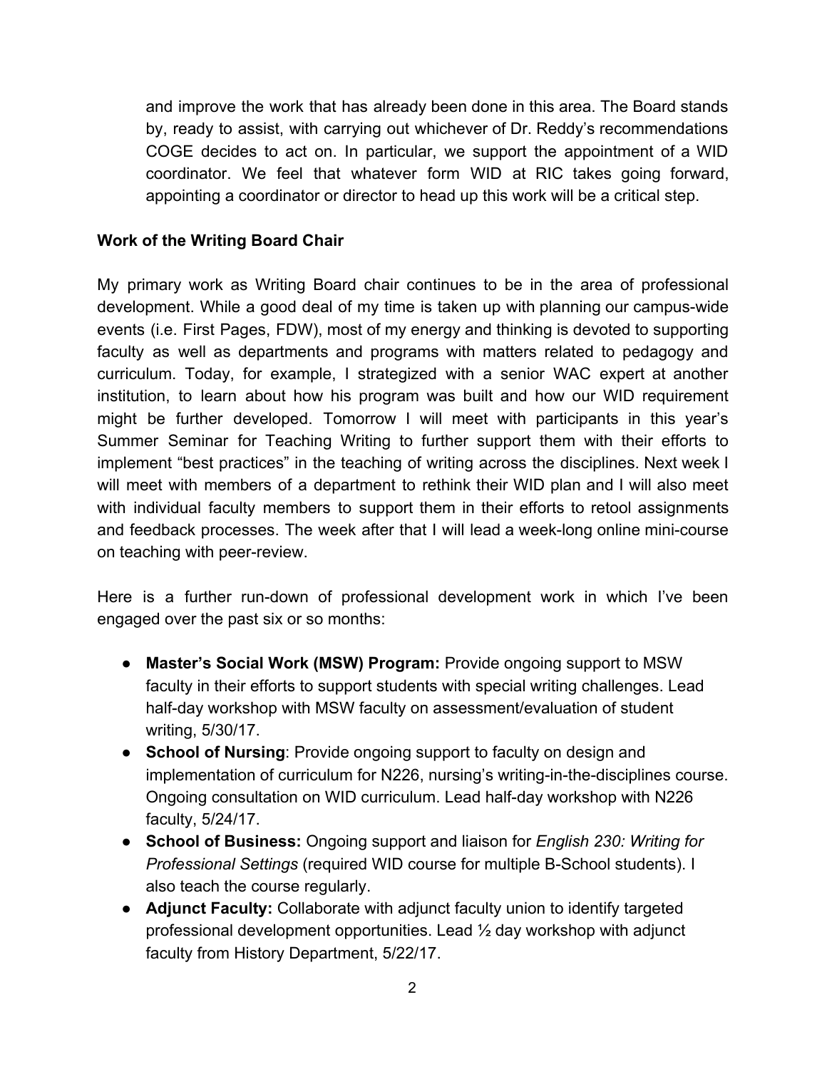and improve the work that has already been done in this area. The Board stands by, ready to assist, with carrying out whichever of Dr. Reddy's recommendations COGE decides to act on. In particular, we support the appointment of a WID coordinator. We feel that whatever form WID at RIC takes going forward, appointing a coordinator or director to head up this work will be a critical step.

**Work of the Writing Board Chair**

My primary work as Writing Board chair continues to be in the area of professional development. While a good deal of my time is taken up with planning our campus-wide events (i.e. First Pages, FDW), most of my energy and thinking is devoted to supporting faculty as well as departments and programs with matters related to pedagogy and curriculum. Today, for example, I strategized with a senior WAC expert at another institution, to learn about how his program was built and how our WID requirement might be further developed. Tomorrow I will meet with participants in this year's Summer Seminar for Teaching Writing to further support them with their efforts to implement "best practices" in the teaching of writing across the disciplines. Next week I will meet with members of a department to rethink their WID plan and I will also meet with individual faculty members to support them in their efforts to retool assignments and feedback processes. The week after that I will lead a week-long online mini-course on teaching with peer-review.

Here is a further run-down of professional development work in which I've been engaged over the past six or so months:

- **Master's Social Work (MSW) Program:** Provide ongoing support to MSW faculty in their efforts to support students with special writing challenges. Lead half-day workshop with MSW faculty on assessment/evaluation of student writing, 5/30/17.
- **School of Nursing**: Provide ongoing support to faculty on design and implementation of curriculum for N226, nursing's writing-in-the-disciplines course. Ongoing consultation on WID curriculum. Lead half-day workshop with N226 faculty, 5/24/17.
- **School of Business:** Ongoing support and liaison for *English 230: Writing for Professional Settings* (required WID course for multiple B-School students). I also teach the course regularly.
- **Adjunct Faculty:** Collaborate with adjunct faculty union to identify targeted professional development opportunities. Lead ½ day workshop with adjunct faculty from History Department, 5/22/17.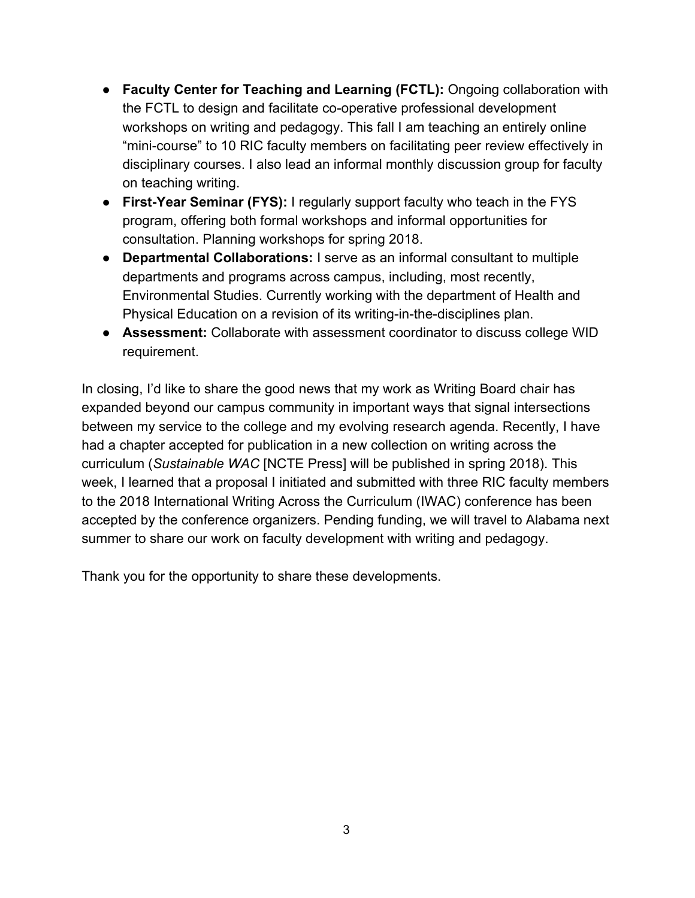- **Faculty Center for Teaching and Learning (FCTL):** Ongoing collaboration with the FCTL to design and facilitate co-operative professional development workshops on writing and pedagogy. This fall I am teaching an entirely online "mini-course" to 10 RIC faculty members on facilitating peer review effectively in disciplinary courses. I also lead an informal monthly discussion group for faculty on teaching writing.
- **First-Year Seminar (FYS):** I regularly support faculty who teach in the FYS program, offering both formal workshops and informal opportunities for consultation. Planning workshops for spring 2018.
- **Departmental Collaborations:** I serve as an informal consultant to multiple departments and programs across campus, including, most recently, Environmental Studies. Currently working with the department of Health and Physical Education on a revision of its writing-in-the-disciplines plan.
- **Assessment:** Collaborate with assessment coordinator to discuss college WID requirement.

In closing, I'd like to share the good news that my work as Writing Board chair has expanded beyond our campus community in important ways that signal intersections between my service to the college and my evolving research agenda. Recently, I have had a chapter accepted for publication in a new collection on writing across the curriculum (*Sustainable WAC* [NCTE Press] will be published in spring 2018). This week, I learned that a proposal I initiated and submitted with three RIC faculty members to the 2018 International Writing Across the Curriculum (IWAC) conference has been accepted by the conference organizers. Pending funding, we will travel to Alabama next summer to share our work on faculty development with writing and pedagogy.

Thank you for the opportunity to share these developments.